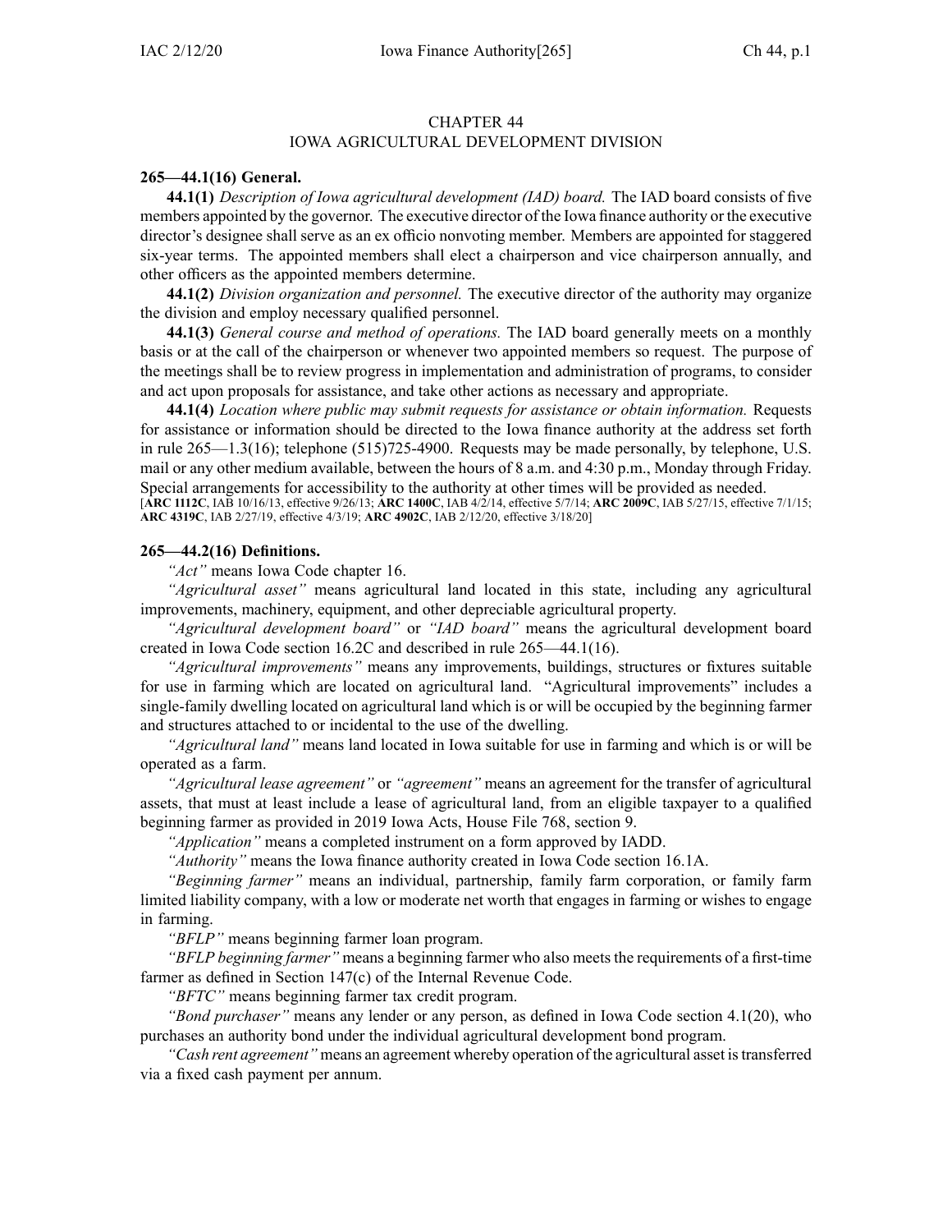# CHAPTER 44
## IOWA AGRICULTURAL DEVELOPMENT DIVISION

**265—44.1(16) General.**

**44.1(1)** *Description of Iowa agricultural development (IAD) board.* The IAD board consists of five members appointed by the governor. The executive director of the Iowa finance authority or the executive director's designee shall serve as an ex officio nonvoting member. Members are appointed for staggered six-year terms. The appointed members shall elect a chairperson and vice chairperson annually, and other officers as the appointed members determine.

**44.1(2)** *Division organization and personnel.* The executive director of the authority may organize the division and employ necessary qualified personnel.

**44.1(3)** *General course and method of operations.* The IAD board generally meets on a monthly basis or at the call of the chairperson or whenever two appointed members so request. The purpose of the meetings shall be to review progress in implementation and administration of programs, to consider and act upon proposals for assistance, and take other actions as necessary and appropriate.

**44.1(4)** *Location where public may submit requests for assistance or obtain information.* Requests for assistance or information should be directed to the Iowa finance authority at the address set forth in rule 265—1.3(16); telephone (515)725-4900. Requests may be made personally, by telephone, U.S. mail or any other medium available, between the hours of 8 a.m. and 4:30 p.m., Monday through Friday. Special arrangements for accessibility to the authority at other times will be provided as needed.

[**ARC 1112C**, IAB 10/16/13, effective 9/26/13; **ARC 1400C**, IAB 4/2/14, effective 5/7/14; **ARC 2009C**, IAB 5/27/15, effective 7/1/15; **ARC 4319C**, IAB 2/27/19, effective 4/3/19; **ARC 4902C**, IAB 2/12/20, effective 3/18/20]

**265—44.2(16) Definitions.**

*"Act"* means Iowa Code chapter 16.

*"Agricultural asset"* means agricultural land located in this state, including any agricultural improvements, machinery, equipment, and other depreciable agricultural property.

*"Agricultural development board"* or *"IAD board"* means the agricultural development board created in Iowa Code section 16.2C and described in rule 265—44.1(16).

*"Agricultural improvements"* means any improvements, buildings, structures or fixtures suitable for use in farming which are located on agricultural land. "Agricultural improvements" includes a single-family dwelling located on agricultural land which is or will be occupied by the beginning farmer and structures attached to or incidental to the use of the dwelling.

*"Agricultural land"* means land located in Iowa suitable for use in farming and which is or will be operated as a farm.

*"Agricultural lease agreement"* or *"agreement"* means an agreement for the transfer of agricultural assets, that must at least include a lease of agricultural land, from an eligible taxpayer to a qualified beginning farmer as provided in 2019 Iowa Acts, House File 768, section 9.

*"Application"* means a completed instrument on a form approved by IADD.

*"Authority"* means the Iowa finance authority created in Iowa Code section 16.1A.

*"Beginning farmer"* means an individual, partnership, family farm corporation, or family farm limited liability company, with a low or moderate net worth that engages in farming or wishes to engage in farming.

*"BFLP"* means beginning farmer loan program.

*"BFLP beginning farmer"* means a beginning farmer who also meets the requirements of a first-time farmer as defined in Section 147(c) of the Internal Revenue Code.

*"BFTC"* means beginning farmer tax credit program.

*"Bond purchaser"* means any lender or any person, as defined in Iowa Code section 4.1(20), who purchases an authority bond under the individual agricultural development bond program.

*"Cash rent agreement"* means an agreement whereby operation of the agricultural asset is transferred via a fixed cash payment per annum.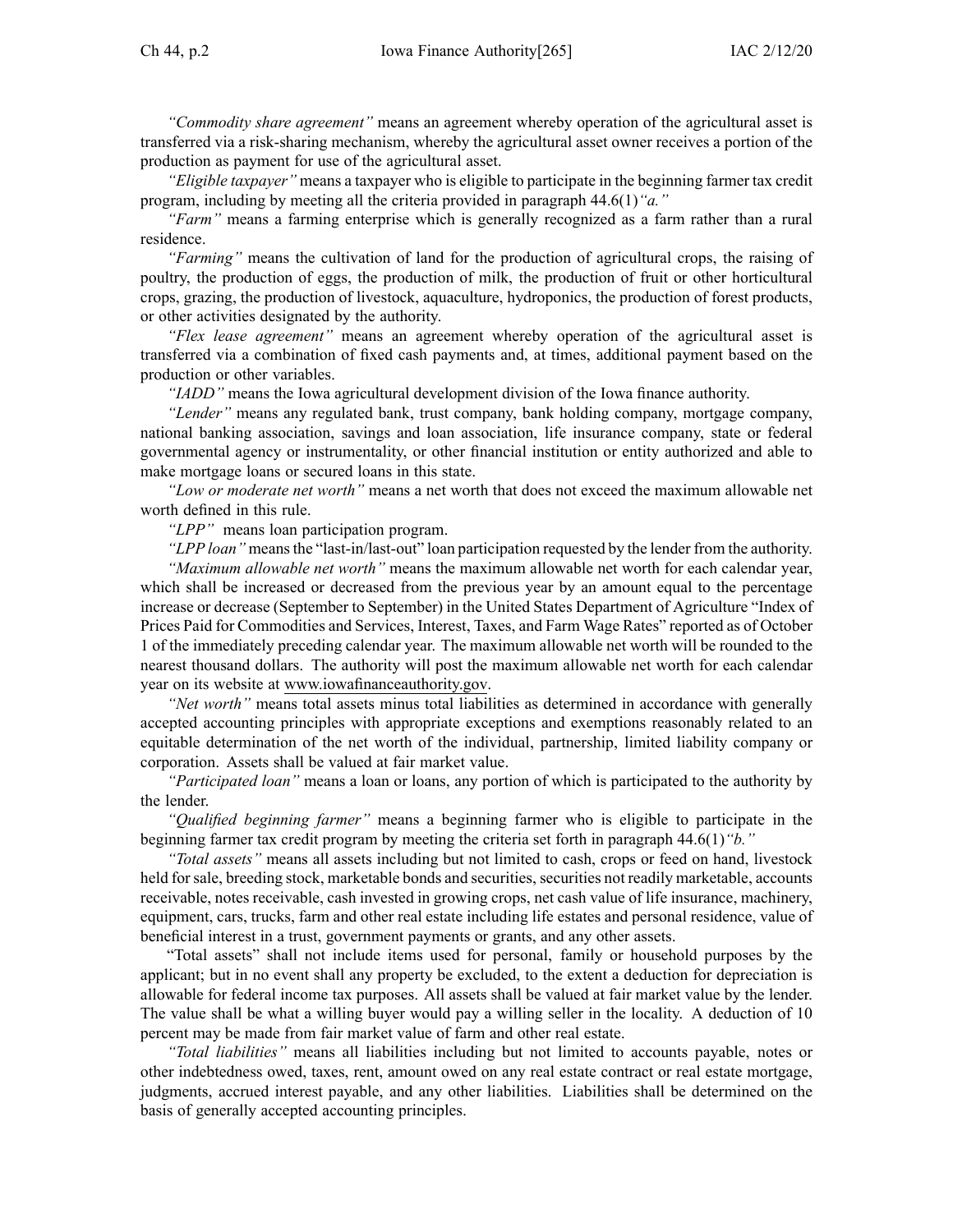*"Commodity share agreement"* means an agreement whereby operation of the agricultural asset is transferred via a risk-sharing mechanism, whereby the agricultural asset owner receives a portion of the production as payment for use of the agricultural asset.

*"Eligible taxpayer"* means a taxpayer who is eligible to participate in the beginning farmer tax credit program, including by meeting all the criteria provided in paragraph 44.6(1)*"a."*

*"Farm"* means a farming enterprise which is generally recognized as a farm rather than a rural residence.

*"Farming"* means the cultivation of land for the production of agricultural crops, the raising of poultry, the production of eggs, the production of milk, the production of fruit or other horticultural crops, grazing, the production of livestock, aquaculture, hydroponics, the production of forest products, or other activities designated by the authority.

*"Flex lease agreement"* means an agreement whereby operation of the agricultural asset is transferred via a combination of fixed cash payments and, at times, additional payment based on the production or other variables.

*"IADD"* means the Iowa agricultural development division of the Iowa finance authority.

*"Lender"* means any regulated bank, trust company, bank holding company, mortgage company, national banking association, savings and loan association, life insurance company, state or federal governmental agency or instrumentality, or other financial institution or entity authorized and able to make mortgage loans or secured loans in this state.

*"Low or moderate net worth"* means a net worth that does not exceed the maximum allowable net worth defined in this rule.

*"LPP"* means loan participation program.

*"LPP loan"* means the "last-in/last-out" loan participation requested by the lender from the authority.

*"Maximum allowable net worth"* means the maximum allowable net worth for each calendar year, which shall be increased or decreased from the previous year by an amount equal to the percentage increase or decrease (September to September) in the United States Department of Agriculture "Index of Prices Paid for Commodities and Services, Interest, Taxes, and Farm Wage Rates" reported as of October 1 of the immediately preceding calendar year. The maximum allowable net worth will be rounded to the nearest thousand dollars. The authority will post the maximum allowable net worth for each calendar year on its website at www.iowafinanceauthority.gov.

*"Net worth"* means total assets minus total liabilities as determined in accordance with generally accepted accounting principles with appropriate exceptions and exemptions reasonably related to an equitable determination of the net worth of the individual, partnership, limited liability company or corporation. Assets shall be valued at fair market value.

*"Participated loan"* means a loan or loans, any portion of which is participated to the authority by the lender.

*"Qualified beginning farmer"* means a beginning farmer who is eligible to participate in the beginning farmer tax credit program by meeting the criteria set forth in paragraph 44.6(1)*"b."*

*"Total assets"* means all assets including but not limited to cash, crops or feed on hand, livestock held for sale, breeding stock, marketable bonds and securities, securities not readily marketable, accounts receivable, notes receivable, cash invested in growing crops, net cash value of life insurance, machinery, equipment, cars, trucks, farm and other real estate including life estates and personal residence, value of beneficial interest in a trust, government payments or grants, and any other assets.

"Total assets" shall not include items used for personal, family or household purposes by the applicant; but in no event shall any property be excluded, to the extent a deduction for depreciation is allowable for federal income tax purposes. All assets shall be valued at fair market value by the lender. The value shall be what a willing buyer would pay a willing seller in the locality. A deduction of 10 percent may be made from fair market value of farm and other real estate.

*"Total liabilities"* means all liabilities including but not limited to accounts payable, notes or other indebtedness owed, taxes, rent, amount owed on any real estate contract or real estate mortgage, judgments, accrued interest payable, and any other liabilities. Liabilities shall be determined on the basis of generally accepted accounting principles.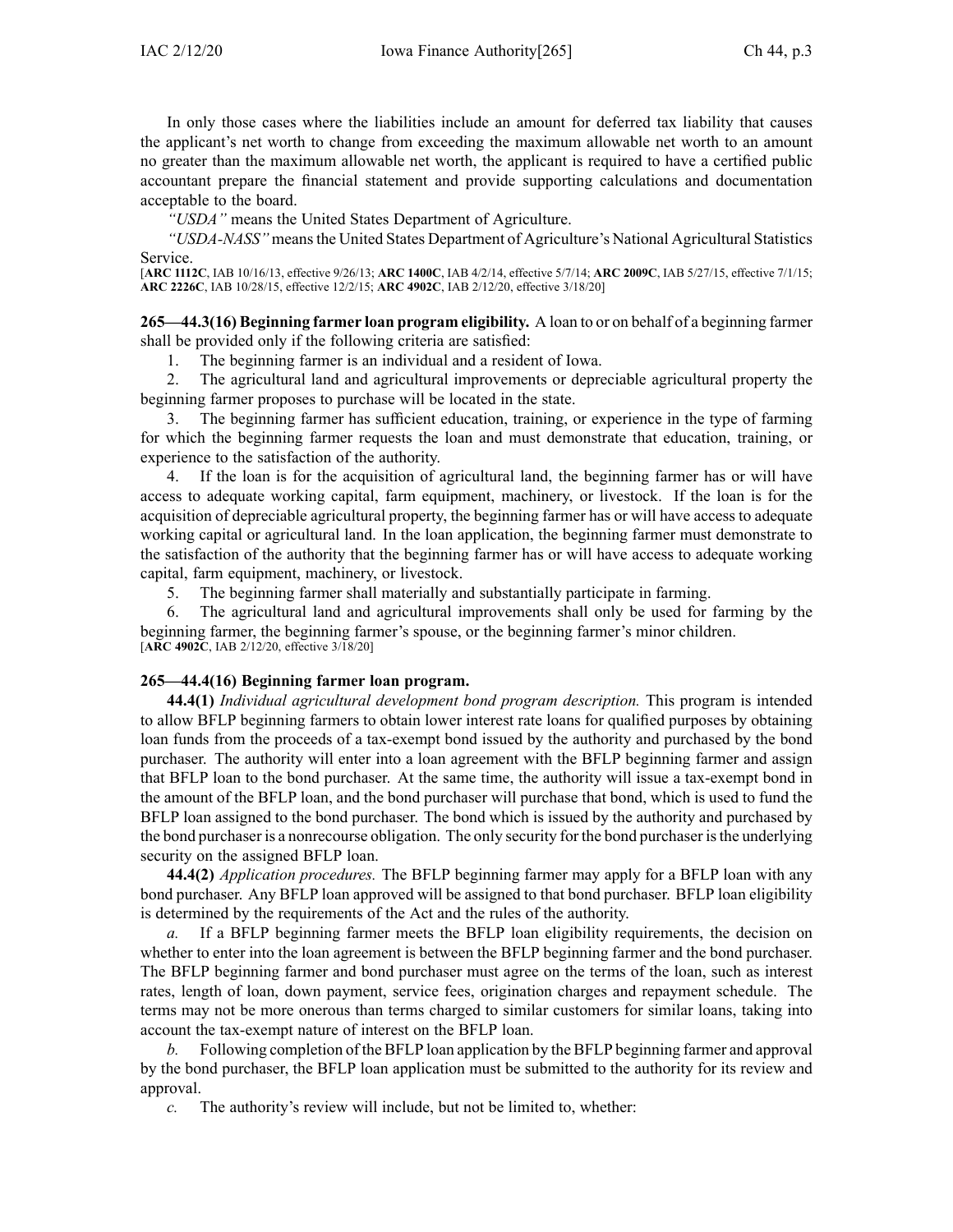In only those cases where the liabilities include an amount for deferred tax liability that causes the applicant's net worth to change from exceeding the maximum allowable net worth to an amount no greater than the maximum allowable net worth, the applicant is required to have a certified public accountant prepare the financial statement and provide supporting calculations and documentation acceptable to the board.

*"USDA"* means the United States Department of Agriculture.

*"USDA-NASS"* means the United States Department of Agriculture's National Agricultural Statistics Service.

[**ARC 1112C**, IAB 10/16/13, effective 9/26/13; **ARC 1400C**, IAB 4/2/14, effective 5/7/14; **ARC 2009C**, IAB 5/27/15, effective 7/1/15; **ARC 2226C**, IAB 10/28/15, effective 12/2/15; **ARC 4902C**, IAB 2/12/20, effective 3/18/20]

**265—44.3(16) Beginning farmer loan program eligibility.** A loan to or on behalf of a beginning farmer shall be provided only if the following criteria are satisfied:

1. The beginning farmer is an individual and a resident of Iowa.
2. The agricultural land and agricultural improvements or depreciable agricultural property the beginning farmer proposes to purchase will be located in the state.
3. The beginning farmer has sufficient education, training, or experience in the type of farming for which the beginning farmer requests the loan and must demonstrate that education, training, or experience to the satisfaction of the authority.
4. If the loan is for the acquisition of agricultural land, the beginning farmer has or will have access to adequate working capital, farm equipment, machinery, or livestock. If the loan is for the acquisition of depreciable agricultural property, the beginning farmer has or will have access to adequate working capital or agricultural land. In the loan application, the beginning farmer must demonstrate to the satisfaction of the authority that the beginning farmer has or will have access to adequate working capital, farm equipment, machinery, or livestock.
5. The beginning farmer shall materially and substantially participate in farming.
6. The agricultural land and agricultural improvements shall only be used for farming by the beginning farmer, the beginning farmer's spouse, or the beginning farmer's minor children.

[**ARC 4902C**, IAB 2/12/20, effective 3/18/20]

**265—44.4(16) Beginning farmer loan program.**

**44.4(1)** *Individual agricultural development bond program description.* This program is intended to allow BFLP beginning farmers to obtain lower interest rate loans for qualified purposes by obtaining loan funds from the proceeds of a tax-exempt bond issued by the authority and purchased by the bond purchaser. The authority will enter into a loan agreement with the BFLP beginning farmer and assign that BFLP loan to the bond purchaser. At the same time, the authority will issue a tax-exempt bond in the amount of the BFLP loan, and the bond purchaser will purchase that bond, which is used to fund the BFLP loan assigned to the bond purchaser. The bond which is issued by the authority and purchased by the bond purchaser is a nonrecourse obligation. The only security for the bond purchaser is the underlying security on the assigned BFLP loan.

**44.4(2)** *Application procedures.* The BFLP beginning farmer may apply for a BFLP loan with any bond purchaser. Any BFLP loan approved will be assigned to that bond purchaser. BFLP loan eligibility is determined by the requirements of the Act and the rules of the authority.

*a.* If a BFLP beginning farmer meets the BFLP loan eligibility requirements, the decision on whether to enter into the loan agreement is between the BFLP beginning farmer and the bond purchaser. The BFLP beginning farmer and bond purchaser must agree on the terms of the loan, such as interest rates, length of loan, down payment, service fees, origination charges and repayment schedule. The terms may not be more onerous than terms charged to similar customers for similar loans, taking into account the tax-exempt nature of interest on the BFLP loan.

*b.* Following completion of the BFLP loan application by the BFLP beginning farmer and approval by the bond purchaser, the BFLP loan application must be submitted to the authority for its review and approval.

*c.* The authority's review will include, but not be limited to, whether: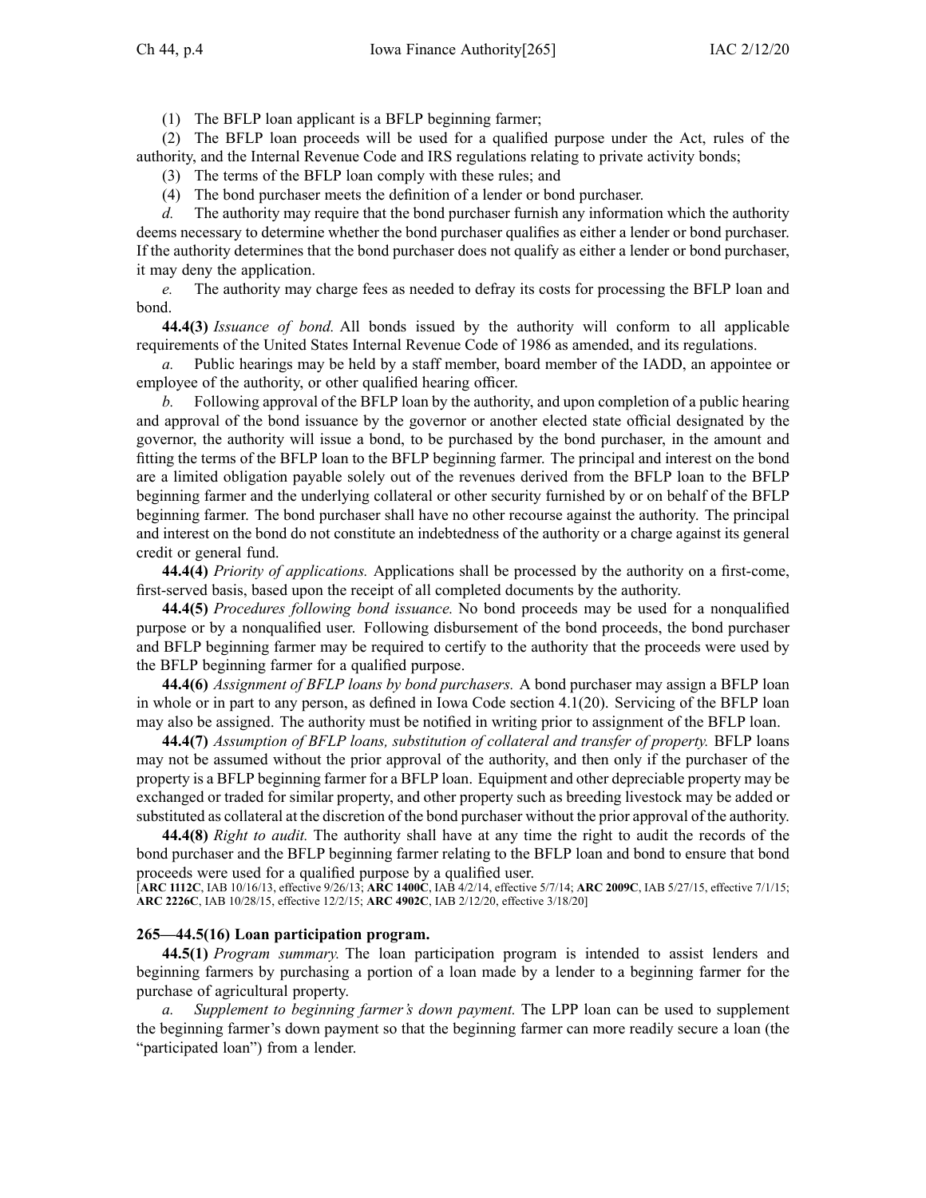(1) The BFLP loan applicant is a BFLP beginning farmer;

(2) The BFLP loan proceeds will be used for a qualified purpose under the Act, rules of the authority, and the Internal Revenue Code and IRS regulations relating to private activity bonds;

(3) The terms of the BFLP loan comply with these rules; and

(4) The bond purchaser meets the definition of a lender or bond purchaser.

*d.* The authority may require that the bond purchaser furnish any information which the authority deems necessary to determine whether the bond purchaser qualifies as either a lender or bond purchaser. If the authority determines that the bond purchaser does not qualify as either a lender or bond purchaser, it may deny the application.

*e.* The authority may charge fees as needed to defray its costs for processing the BFLP loan and bond.

**44.4(3)** *Issuance of bond.* All bonds issued by the authority will conform to all applicable requirements of the United States Internal Revenue Code of 1986 as amended, and its regulations.

*a.* Public hearings may be held by a staff member, board member of the IADD, an appointee or employee of the authority, or other qualified hearing officer.

*b.* Following approval of the BFLP loan by the authority, and upon completion of a public hearing and approval of the bond issuance by the governor or another elected state official designated by the governor, the authority will issue a bond, to be purchased by the bond purchaser, in the amount and fitting the terms of the BFLP loan to the BFLP beginning farmer. The principal and interest on the bond are a limited obligation payable solely out of the revenues derived from the BFLP loan to the BFLP beginning farmer and the underlying collateral or other security furnished by or on behalf of the BFLP beginning farmer. The bond purchaser shall have no other recourse against the authority. The principal and interest on the bond do not constitute an indebtedness of the authority or a charge against its general credit or general fund.

**44.4(4)** *Priority of applications.* Applications shall be processed by the authority on a first-come, first-served basis, based upon the receipt of all completed documents by the authority.

**44.4(5)** *Procedures following bond issuance.* No bond proceeds may be used for a nonqualified purpose or by a nonqualified user. Following disbursement of the bond proceeds, the bond purchaser and BFLP beginning farmer may be required to certify to the authority that the proceeds were used by the BFLP beginning farmer for a qualified purpose.

**44.4(6)** *Assignment of BFLP loans by bond purchasers.* A bond purchaser may assign a BFLP loan in whole or in part to any person, as defined in Iowa Code section 4.1(20). Servicing of the BFLP loan may also be assigned. The authority must be notified in writing prior to assignment of the BFLP loan.

**44.4(7)** *Assumption of BFLP loans, substitution of collateral and transfer of property.* BFLP loans may not be assumed without the prior approval of the authority, and then only if the purchaser of the property is a BFLP beginning farmer for a BFLP loan. Equipment and other depreciable property may be exchanged or traded for similar property, and other property such as breeding livestock may be added or substituted as collateral at the discretion of the bond purchaser without the prior approval of the authority.

**44.4(8)** *Right to audit.* The authority shall have at any time the right to audit the records of the bond purchaser and the BFLP beginning farmer relating to the BFLP loan and bond to ensure that bond proceeds were used for a qualified purpose by a qualified user.

[**ARC 1112C**, IAB 10/16/13, effective 9/26/13; **ARC 1400C**, IAB 4/2/14, effective 5/7/14; **ARC 2009C**, IAB 5/27/15, effective 7/1/15; **ARC 2226C**, IAB 10/28/15, effective 12/2/15; **ARC 4902C**, IAB 2/12/20, effective 3/18/20]

**265—44.5(16) Loan participation program.**

**44.5(1)** *Program summary.* The loan participation program is intended to assist lenders and beginning farmers by purchasing a portion of a loan made by a lender to a beginning farmer for the purchase of agricultural property.

*a.* *Supplement to beginning farmer's down payment.* The LPP loan can be used to supplement the beginning farmer's down payment so that the beginning farmer can more readily secure a loan (the "participated loan") from a lender.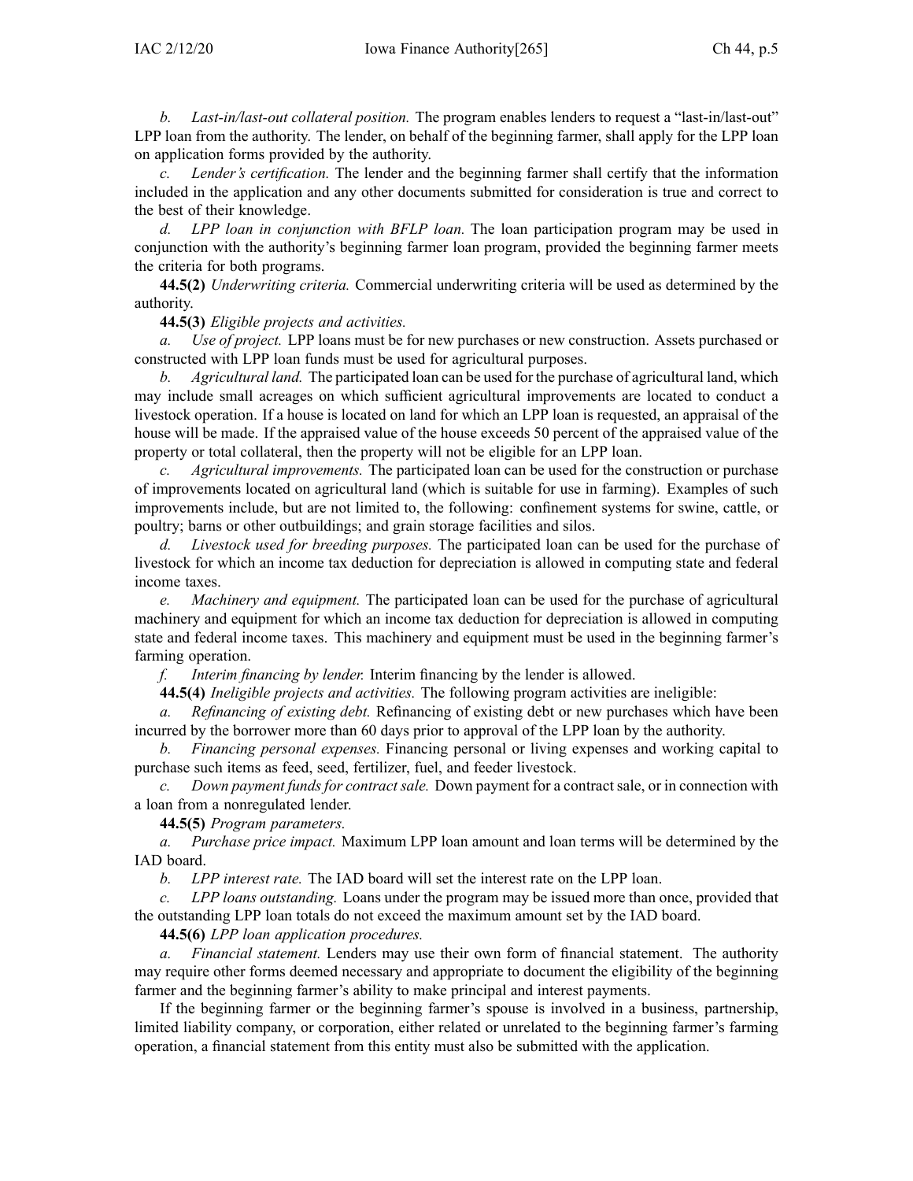*b. Last-in/last-out collateral position.* The program enables lenders to request a "last-in/last-out" LPP loan from the authority. The lender, on behalf of the beginning farmer, shall apply for the LPP loan on application forms provided by the authority.

*c. Lender's certification.* The lender and the beginning farmer shall certify that the information included in the application and any other documents submitted for consideration is true and correct to the best of their knowledge.

*d. LPP loan in conjunction with BFLP loan.* The loan participation program may be used in conjunction with the authority's beginning farmer loan program, provided the beginning farmer meets the criteria for both programs.

**44.5(2)** *Underwriting criteria.* Commercial underwriting criteria will be used as determined by the authority.

**44.5(3)** *Eligible projects and activities.*

*a. Use of project.* LPP loans must be for new purchases or new construction. Assets purchased or constructed with LPP loan funds must be used for agricultural purposes.

*b. Agricultural land.* The participated loan can be used for the purchase of agricultural land, which may include small acreages on which sufficient agricultural improvements are located to conduct a livestock operation. If a house is located on land for which an LPP loan is requested, an appraisal of the house will be made. If the appraised value of the house exceeds 50 percent of the appraised value of the property or total collateral, then the property will not be eligible for an LPP loan.

*c. Agricultural improvements.* The participated loan can be used for the construction or purchase of improvements located on agricultural land (which is suitable for use in farming). Examples of such improvements include, but are not limited to, the following: confinement systems for swine, cattle, or poultry; barns or other outbuildings; and grain storage facilities and silos.

*d. Livestock used for breeding purposes.* The participated loan can be used for the purchase of livestock for which an income tax deduction for depreciation is allowed in computing state and federal income taxes.

*e. Machinery and equipment.* The participated loan can be used for the purchase of agricultural machinery and equipment for which an income tax deduction for depreciation is allowed in computing state and federal income taxes. This machinery and equipment must be used in the beginning farmer's farming operation.

*f. Interim financing by lender.* Interim financing by the lender is allowed.

**44.5(4)** *Ineligible projects and activities.* The following program activities are ineligible:

*a. Refinancing of existing debt.* Refinancing of existing debt or new purchases which have been incurred by the borrower more than 60 days prior to approval of the LPP loan by the authority.

*b. Financing personal expenses.* Financing personal or living expenses and working capital to purchase such items as feed, seed, fertilizer, fuel, and feeder livestock.

*c. Down payment funds for contract sale.* Down payment for a contract sale, or in connection with a loan from a nonregulated lender.

**44.5(5)** *Program parameters.*

*a. Purchase price impact.* Maximum LPP loan amount and loan terms will be determined by the IAD board.

*b. LPP interest rate.* The IAD board will set the interest rate on the LPP loan.

*c. LPP loans outstanding.* Loans under the program may be issued more than once, provided that the outstanding LPP loan totals do not exceed the maximum amount set by the IAD board.

**44.5(6)** *LPP loan application procedures.*

*a. Financial statement.* Lenders may use their own form of financial statement. The authority may require other forms deemed necessary and appropriate to document the eligibility of the beginning farmer and the beginning farmer's ability to make principal and interest payments.

If the beginning farmer or the beginning farmer's spouse is involved in a business, partnership, limited liability company, or corporation, either related or unrelated to the beginning farmer's farming operation, a financial statement from this entity must also be submitted with the application.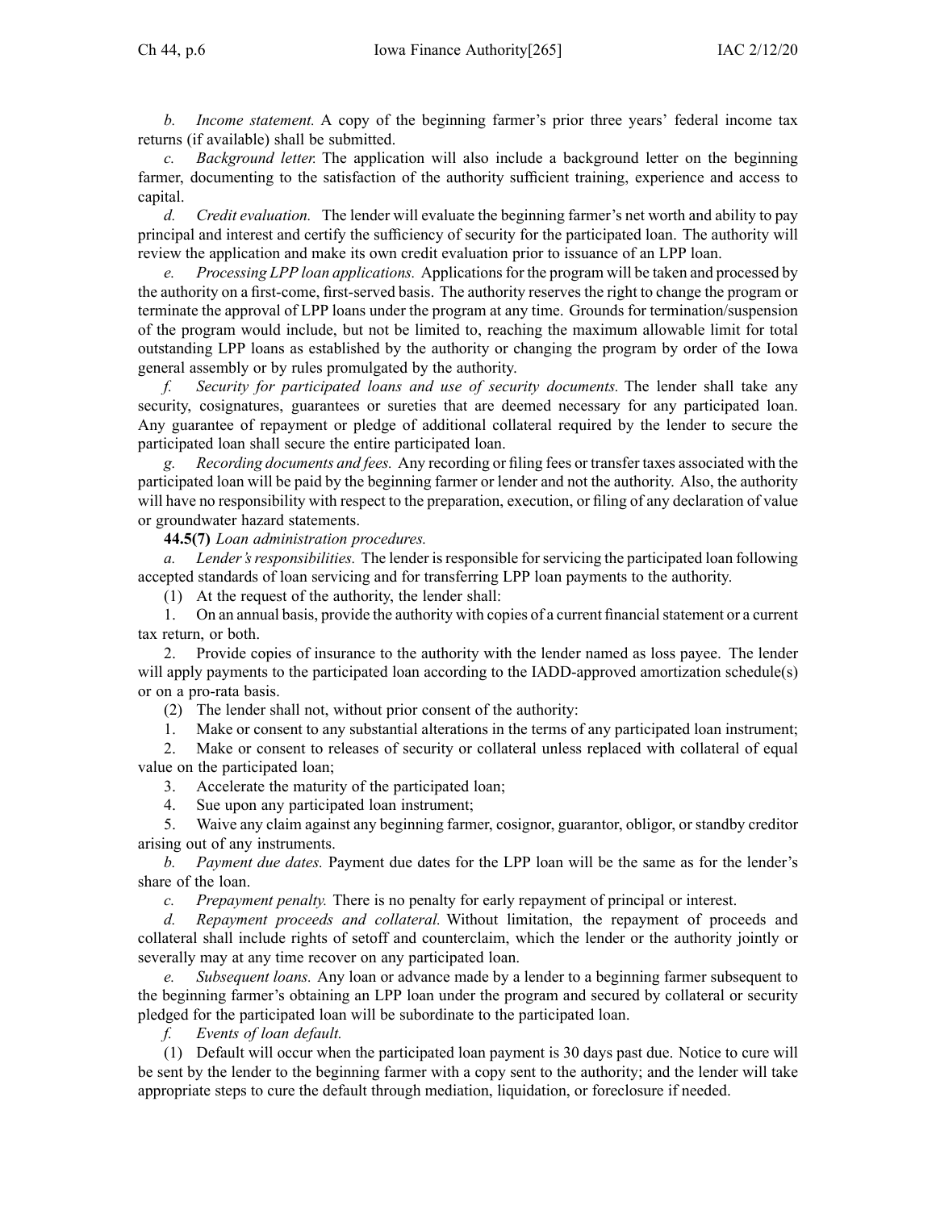*b. Income statement.* A copy of the beginning farmer's prior three years' federal income tax returns (if available) shall be submitted.

*c. Background letter.* The application will also include a background letter on the beginning farmer, documenting to the satisfaction of the authority sufficient training, experience and access to capital.

*d. Credit evaluation.* The lender will evaluate the beginning farmer's net worth and ability to pay principal and interest and certify the sufficiency of security for the participated loan. The authority will review the application and make its own credit evaluation prior to issuance of an LPP loan.

*e. Processing LPP loan applications.* Applications for the program will be taken and processed by the authority on a first-come, first-served basis. The authority reserves the right to change the program or terminate the approval of LPP loans under the program at any time. Grounds for termination/suspension of the program would include, but not be limited to, reaching the maximum allowable limit for total outstanding LPP loans as established by the authority or changing the program by order of the Iowa general assembly or by rules promulgated by the authority.

*f. Security for participated loans and use of security documents.* The lender shall take any security, cosignatures, guarantees or sureties that are deemed necessary for any participated loan. Any guarantee of repayment or pledge of additional collateral required by the lender to secure the participated loan shall secure the entire participated loan.

*g. Recording documents and fees.* Any recording or filing fees or transfer taxes associated with the participated loan will be paid by the beginning farmer or lender and not the authority. Also, the authority will have no responsibility with respect to the preparation, execution, or filing of any declaration of value or groundwater hazard statements.

**44.5(7)** *Loan administration procedures.*

*a. Lender's responsibilities.* The lender is responsible for servicing the participated loan following accepted standards of loan servicing and for transferring LPP loan payments to the authority.

(1) At the request of the authority, the lender shall:

1. On an annual basis, provide the authority with copies of a current financial statement or a current tax return, or both.

2. Provide copies of insurance to the authority with the lender named as loss payee. The lender will apply payments to the participated loan according to the IADD-approved amortization schedule(s) or on a pro-rata basis.

(2) The lender shall not, without prior consent of the authority:

1. Make or consent to any substantial alterations in the terms of any participated loan instrument;

2. Make or consent to releases of security or collateral unless replaced with collateral of equal value on the participated loan;

3. Accelerate the maturity of the participated loan;

4. Sue upon any participated loan instrument;

5. Waive any claim against any beginning farmer, cosignor, guarantor, obligor, or standby creditor arising out of any instruments.

*b. Payment due dates.* Payment due dates for the LPP loan will be the same as for the lender's share of the loan.

*c. Prepayment penalty.* There is no penalty for early repayment of principal or interest.

*d. Repayment proceeds and collateral.* Without limitation, the repayment of proceeds and collateral shall include rights of setoff and counterclaim, which the lender or the authority jointly or severally may at any time recover on any participated loan.

*e. Subsequent loans.* Any loan or advance made by a lender to a beginning farmer subsequent to the beginning farmer's obtaining an LPP loan under the program and secured by collateral or security pledged for the participated loan will be subordinate to the participated loan.

*f. Events of loan default.*

(1) Default will occur when the participated loan payment is 30 days past due. Notice to cure will be sent by the lender to the beginning farmer with a copy sent to the authority; and the lender will take appropriate steps to cure the default through mediation, liquidation, or foreclosure if needed.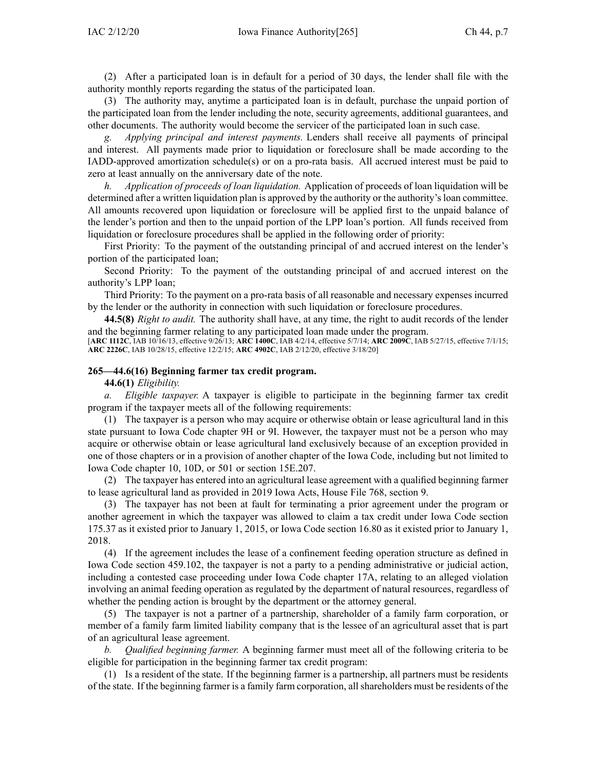(2) After a participated loan is in default for a period of 30 days, the lender shall file with the authority monthly reports regarding the status of the participated loan.

(3) The authority may, anytime a participated loan is in default, purchase the unpaid portion of the participated loan from the lender including the note, security agreements, additional guarantees, and other documents. The authority would become the servicer of the participated loan in such case.

*g. Applying principal and interest payments.* Lenders shall receive all payments of principal and interest. All payments made prior to liquidation or foreclosure shall be made according to the IADD-approved amortization schedule(s) or on a pro-rata basis. All accrued interest must be paid to zero at least annually on the anniversary date of the note.

*h. Application of proceeds of loan liquidation.* Application of proceeds of loan liquidation will be determined after a written liquidation plan is approved by the authority or the authority's loan committee. All amounts recovered upon liquidation or foreclosure will be applied first to the unpaid balance of the lender's portion and then to the unpaid portion of the LPP loan's portion. All funds received from liquidation or foreclosure procedures shall be applied in the following order of priority:

First Priority: To the payment of the outstanding principal of and accrued interest on the lender's portion of the participated loan;

Second Priority: To the payment of the outstanding principal of and accrued interest on the authority's LPP loan;

Third Priority: To the payment on a pro-rata basis of all reasonable and necessary expenses incurred by the lender or the authority in connection with such liquidation or foreclosure procedures.

**44.5(8)** *Right to audit.* The authority shall have, at any time, the right to audit records of the lender and the beginning farmer relating to any participated loan made under the program.

[**ARC 1112C**, IAB 10/16/13, effective 9/26/13; **ARC 1400C**, IAB 4/2/14, effective 5/7/14; **ARC 2009C**, IAB 5/27/15, effective 7/1/15; **ARC 2226C**, IAB 10/28/15, effective 12/2/15; **ARC 4902C**, IAB 2/12/20, effective 3/18/20]

### 265—44.6(16) Beginning farmer tax credit program.

**44.6(1)** *Eligibility.*

*a. Eligible taxpayer.* A taxpayer is eligible to participate in the beginning farmer tax credit program if the taxpayer meets all of the following requirements:

(1) The taxpayer is a person who may acquire or otherwise obtain or lease agricultural land in this state pursuant to Iowa Code chapter 9H or 9I. However, the taxpayer must not be a person who may acquire or otherwise obtain or lease agricultural land exclusively because of an exception provided in one of those chapters or in a provision of another chapter of the Iowa Code, including but not limited to Iowa Code chapter 10, 10D, or 501 or section 15E.207.

(2) The taxpayer has entered into an agricultural lease agreement with a qualified beginning farmer to lease agricultural land as provided in 2019 Iowa Acts, House File 768, section 9.

(3) The taxpayer has not been at fault for terminating a prior agreement under the program or another agreement in which the taxpayer was allowed to claim a tax credit under Iowa Code section 175.37 as it existed prior to January 1, 2015, or Iowa Code section 16.80 as it existed prior to January 1, 2018.

(4) If the agreement includes the lease of a confinement feeding operation structure as defined in Iowa Code section 459.102, the taxpayer is not a party to a pending administrative or judicial action, including a contested case proceeding under Iowa Code chapter 17A, relating to an alleged violation involving an animal feeding operation as regulated by the department of natural resources, regardless of whether the pending action is brought by the department or the attorney general.

(5) The taxpayer is not a partner of a partnership, shareholder of a family farm corporation, or member of a family farm limited liability company that is the lessee of an agricultural asset that is part of an agricultural lease agreement.

*b. Qualified beginning farmer.* A beginning farmer must meet all of the following criteria to be eligible for participation in the beginning farmer tax credit program:

(1) Is a resident of the state. If the beginning farmer is a partnership, all partners must be residents of the state. If the beginning farmer is a family farm corporation, all shareholders must be residents of the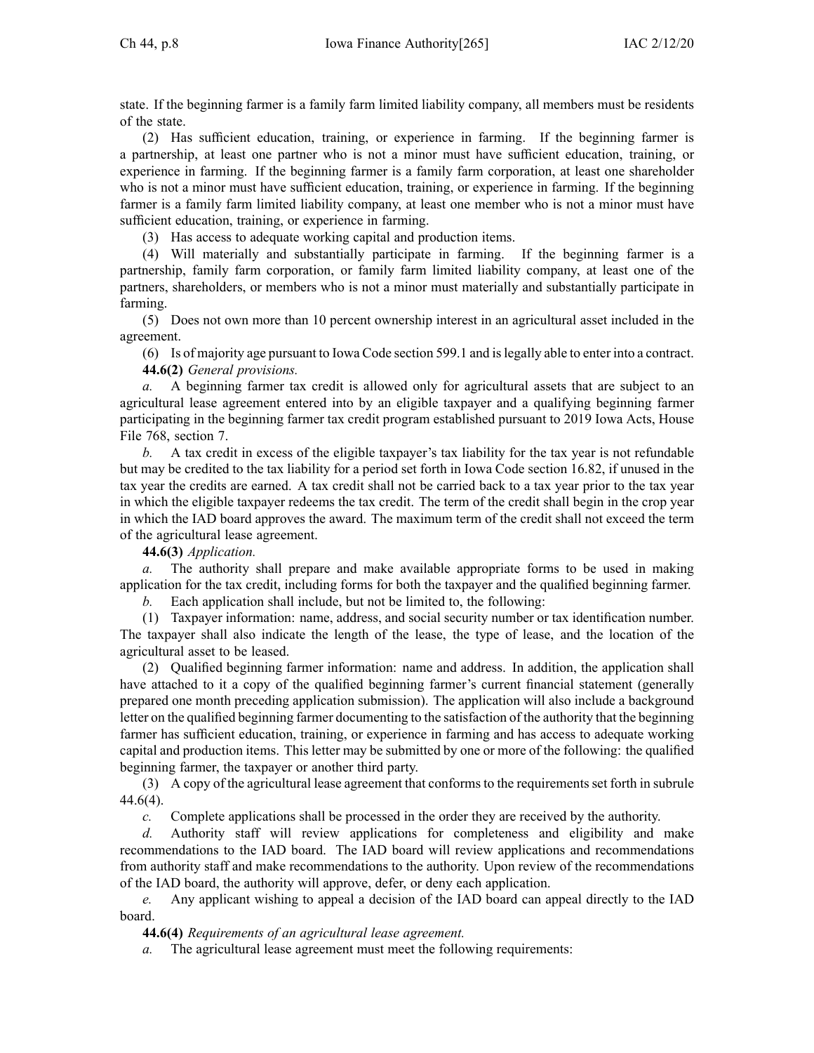state. If the beginning farmer is a family farm limited liability company, all members must be residents of the state.

(2) Has sufficient education, training, or experience in farming. If the beginning farmer is a partnership, at least one partner who is not a minor must have sufficient education, training, or experience in farming. If the beginning farmer is a family farm corporation, at least one shareholder who is not a minor must have sufficient education, training, or experience in farming. If the beginning farmer is a family farm limited liability company, at least one member who is not a minor must have sufficient education, training, or experience in farming.

(3) Has access to adequate working capital and production items.

(4) Will materially and substantially participate in farming. If the beginning farmer is a partnership, family farm corporation, or family farm limited liability company, at least one of the partners, shareholders, or members who is not a minor must materially and substantially participate in farming.

(5) Does not own more than 10 percent ownership interest in an agricultural asset included in the agreement.

(6) Is of majority age pursuant to Iowa Code section 599.1 and is legally able to enter into a contract.

**44.6(2)** *General provisions.*

*a.* A beginning farmer tax credit is allowed only for agricultural assets that are subject to an agricultural lease agreement entered into by an eligible taxpayer and a qualifying beginning farmer participating in the beginning farmer tax credit program established pursuant to 2019 Iowa Acts, House File 768, section 7.

*b.* A tax credit in excess of the eligible taxpayer's tax liability for the tax year is not refundable but may be credited to the tax liability for a period set forth in Iowa Code section 16.82, if unused in the tax year the credits are earned. A tax credit shall not be carried back to a tax year prior to the tax year in which the eligible taxpayer redeems the tax credit. The term of the credit shall begin in the crop year in which the IAD board approves the award. The maximum term of the credit shall not exceed the term of the agricultural lease agreement.

**44.6(3)** *Application.*

*a.* The authority shall prepare and make available appropriate forms to be used in making application for the tax credit, including forms for both the taxpayer and the qualified beginning farmer.

*b.* Each application shall include, but not be limited to, the following:

(1) Taxpayer information: name, address, and social security number or tax identification number. The taxpayer shall also indicate the length of the lease, the type of lease, and the location of the agricultural asset to be leased.

(2) Qualified beginning farmer information: name and address. In addition, the application shall have attached to it a copy of the qualified beginning farmer's current financial statement (generally prepared one month preceding application submission). The application will also include a background letter on the qualified beginning farmer documenting to the satisfaction of the authority that the beginning farmer has sufficient education, training, or experience in farming and has access to adequate working capital and production items. This letter may be submitted by one or more of the following: the qualified beginning farmer, the taxpayer or another third party.

(3) A copy of the agricultural lease agreement that conforms to the requirements set forth in subrule 44.6(4).

*c.* Complete applications shall be processed in the order they are received by the authority.

*d.* Authority staff will review applications for completeness and eligibility and make recommendations to the IAD board. The IAD board will review applications and recommendations from authority staff and make recommendations to the authority. Upon review of the recommendations of the IAD board, the authority will approve, defer, or deny each application.

*e.* Any applicant wishing to appeal a decision of the IAD board can appeal directly to the IAD board.

**44.6(4)** *Requirements of an agricultural lease agreement.*

*a.* The agricultural lease agreement must meet the following requirements: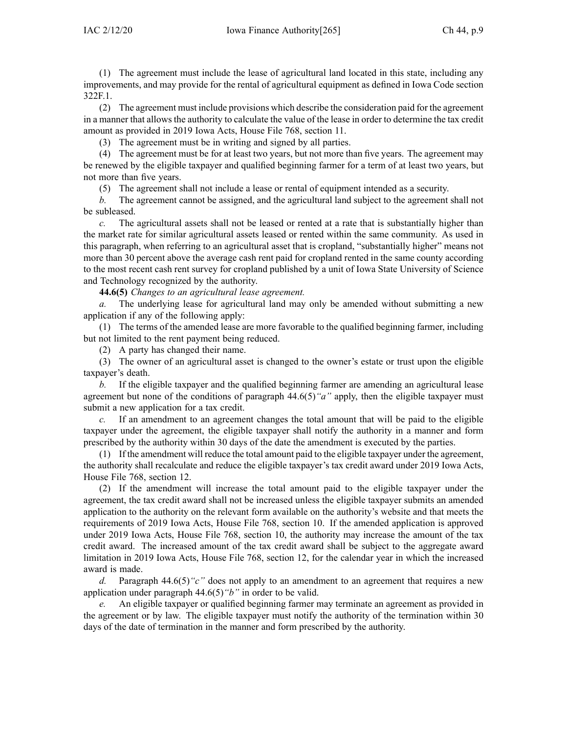(1) The agreement must include the lease of agricultural land located in this state, including any improvements, and may provide for the rental of agricultural equipment as defined in Iowa Code section 322F.1.

(2) The agreement must include provisions which describe the consideration paid for the agreement in a manner that allows the authority to calculate the value of the lease in order to determine the tax credit amount as provided in 2019 Iowa Acts, House File 768, section 11.

(3) The agreement must be in writing and signed by all parties.

(4) The agreement must be for at least two years, but not more than five years. The agreement may be renewed by the eligible taxpayer and qualified beginning farmer for a term of at least two years, but not more than five years.

(5) The agreement shall not include a lease or rental of equipment intended as a security.

*b.* The agreement cannot be assigned, and the agricultural land subject to the agreement shall not be subleased.

*c.* The agricultural assets shall not be leased or rented at a rate that is substantially higher than the market rate for similar agricultural assets leased or rented within the same community. As used in this paragraph, when referring to an agricultural asset that is cropland, "substantially higher" means not more than 30 percent above the average cash rent paid for cropland rented in the same county according to the most recent cash rent survey for cropland published by a unit of Iowa State University of Science and Technology recognized by the authority.

**44.6(5)** *Changes to an agricultural lease agreement.*

*a.* The underlying lease for agricultural land may only be amended without submitting a new application if any of the following apply:

(1) The terms of the amended lease are more favorable to the qualified beginning farmer, including but not limited to the rent payment being reduced.

(2) A party has changed their name.

(3) The owner of an agricultural asset is changed to the owner's estate or trust upon the eligible taxpayer's death.

*b.* If the eligible taxpayer and the qualified beginning farmer are amending an agricultural lease agreement but none of the conditions of paragraph 44.6(5)*"a"* apply, then the eligible taxpayer must submit a new application for a tax credit.

*c.* If an amendment to an agreement changes the total amount that will be paid to the eligible taxpayer under the agreement, the eligible taxpayer shall notify the authority in a manner and form prescribed by the authority within 30 days of the date the amendment is executed by the parties.

(1) If the amendment will reduce the total amount paid to the eligible taxpayer under the agreement, the authority shall recalculate and reduce the eligible taxpayer's tax credit award under 2019 Iowa Acts, House File 768, section 12.

(2) If the amendment will increase the total amount paid to the eligible taxpayer under the agreement, the tax credit award shall not be increased unless the eligible taxpayer submits an amended application to the authority on the relevant form available on the authority's website and that meets the requirements of 2019 Iowa Acts, House File 768, section 10. If the amended application is approved under 2019 Iowa Acts, House File 768, section 10, the authority may increase the amount of the tax credit award. The increased amount of the tax credit award shall be subject to the aggregate award limitation in 2019 Iowa Acts, House File 768, section 12, for the calendar year in which the increased award is made.

*d.* Paragraph 44.6(5)*"c"* does not apply to an amendment to an agreement that requires a new application under paragraph 44.6(5)*"b"* in order to be valid.

*e.* An eligible taxpayer or qualified beginning farmer may terminate an agreement as provided in the agreement or by law. The eligible taxpayer must notify the authority of the termination within 30 days of the date of termination in the manner and form prescribed by the authority.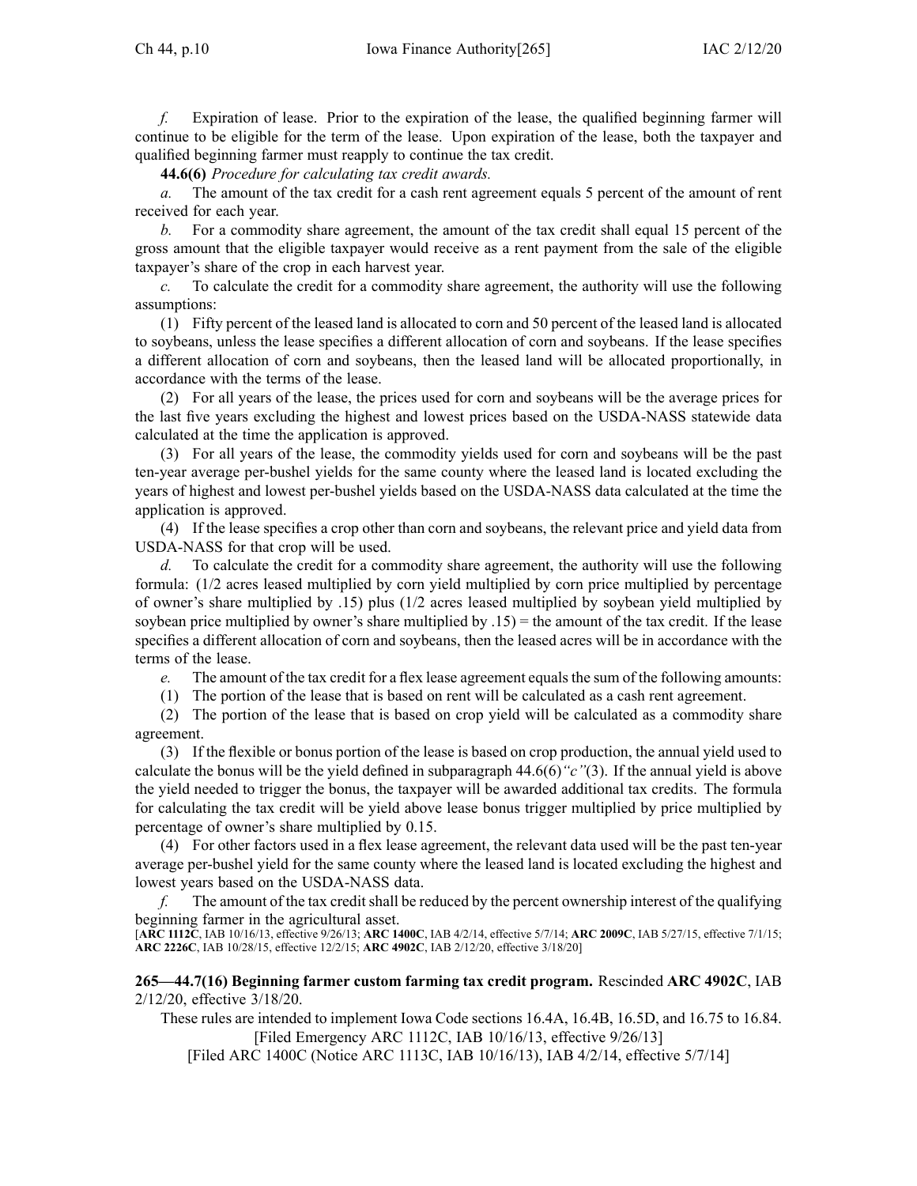*f.* Expiration of lease. Prior to the expiration of the lease, the qualified beginning farmer will continue to be eligible for the term of the lease. Upon expiration of the lease, both the taxpayer and qualified beginning farmer must reapply to continue the tax credit.

**44.6(6)** *Procedure for calculating tax credit awards.*

*a.* The amount of the tax credit for a cash rent agreement equals 5 percent of the amount of rent received for each year.

*b.* For a commodity share agreement, the amount of the tax credit shall equal 15 percent of the gross amount that the eligible taxpayer would receive as a rent payment from the sale of the eligible taxpayer's share of the crop in each harvest year.

*c.* To calculate the credit for a commodity share agreement, the authority will use the following assumptions:

(1) Fifty percent of the leased land is allocated to corn and 50 percent of the leased land is allocated to soybeans, unless the lease specifies a different allocation of corn and soybeans. If the lease specifies a different allocation of corn and soybeans, then the leased land will be allocated proportionally, in accordance with the terms of the lease.

(2) For all years of the lease, the prices used for corn and soybeans will be the average prices for the last five years excluding the highest and lowest prices based on the USDA-NASS statewide data calculated at the time the application is approved.

(3) For all years of the lease, the commodity yields used for corn and soybeans will be the past ten-year average per-bushel yields for the same county where the leased land is located excluding the years of highest and lowest per-bushel yields based on the USDA-NASS data calculated at the time the application is approved.

(4) If the lease specifies a crop other than corn and soybeans, the relevant price and yield data from USDA-NASS for that crop will be used.

*d.* To calculate the credit for a commodity share agreement, the authority will use the following formula: (1/2 acres leased multiplied by corn yield multiplied by corn price multiplied by percentage of owner's share multiplied by .15) plus (1/2 acres leased multiplied by soybean yield multiplied by soybean price multiplied by owner's share multiplied by .15) = the amount of the tax credit. If the lease specifies a different allocation of corn and soybeans, then the leased acres will be in accordance with the terms of the lease.

*e.* The amount of the tax credit for a flex lease agreement equals the sum of the following amounts:

(1) The portion of the lease that is based on rent will be calculated as a cash rent agreement.

(2) The portion of the lease that is based on crop yield will be calculated as a commodity share agreement.

(3) If the flexible or bonus portion of the lease is based on crop production, the annual yield used to calculate the bonus will be the yield defined in subparagraph 44.6(6)*"c"*(3). If the annual yield is above the yield needed to trigger the bonus, the taxpayer will be awarded additional tax credits. The formula for calculating the tax credit will be yield above lease bonus trigger multiplied by price multiplied by percentage of owner's share multiplied by 0.15.

(4) For other factors used in a flex lease agreement, the relevant data used will be the past ten-year average per-bushel yield for the same county where the leased land is located excluding the highest and lowest years based on the USDA-NASS data.

*f.* The amount of the tax credit shall be reduced by the percent ownership interest of the qualifying beginning farmer in the agricultural asset.

[**ARC 1112C**, IAB 10/16/13, effective 9/26/13; **ARC 1400C**, IAB 4/2/14, effective 5/7/14; **ARC 2009C**, IAB 5/27/15, effective 7/1/15; **ARC 2226C**, IAB 10/28/15, effective 12/2/15; **ARC 4902C**, IAB 2/12/20, effective 3/18/20]

**265—44.7(16) Beginning farmer custom farming tax credit program.** Rescinded **ARC 4902C**, IAB 2/12/20, effective 3/18/20.

These rules are intended to implement Iowa Code sections 16.4A, 16.4B, 16.5D, and 16.75 to 16.84.

[Filed Emergency ARC 1112C, IAB 10/16/13, effective 9/26/13]

[Filed ARC 1400C (Notice ARC 1113C, IAB 10/16/13), IAB 4/2/14, effective 5/7/14]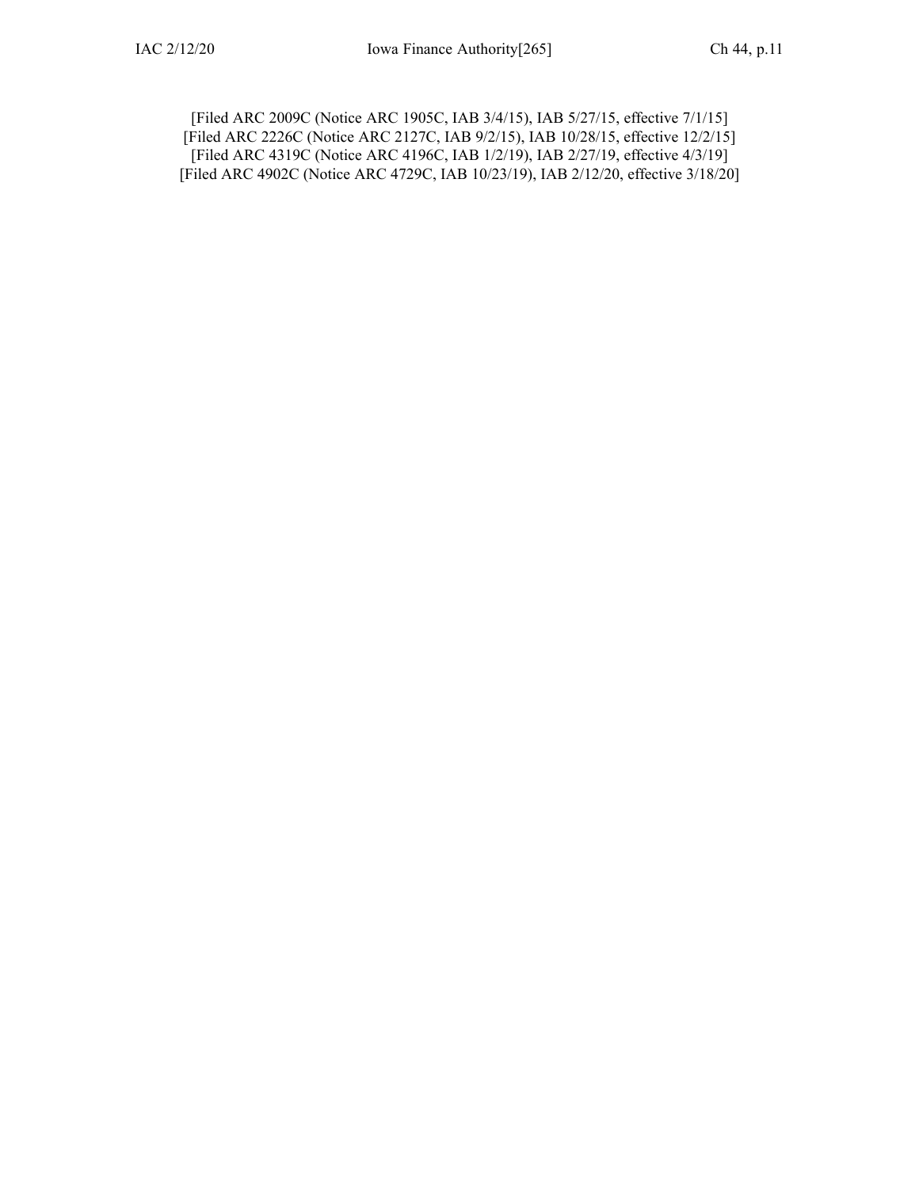[Filed ARC 2009C (Notice ARC 1905C, IAB 3/4/15), IAB 5/27/15, effective 7/1/15]
[Filed ARC 2226C (Notice ARC 2127C, IAB 9/2/15), IAB 10/28/15, effective 12/2/15]
[Filed ARC 4319C (Notice ARC 4196C, IAB 1/2/19), IAB 2/27/19, effective 4/3/19]
[Filed ARC 4902C (Notice ARC 4729C, IAB 10/23/19), IAB 2/12/20, effective 3/18/20]